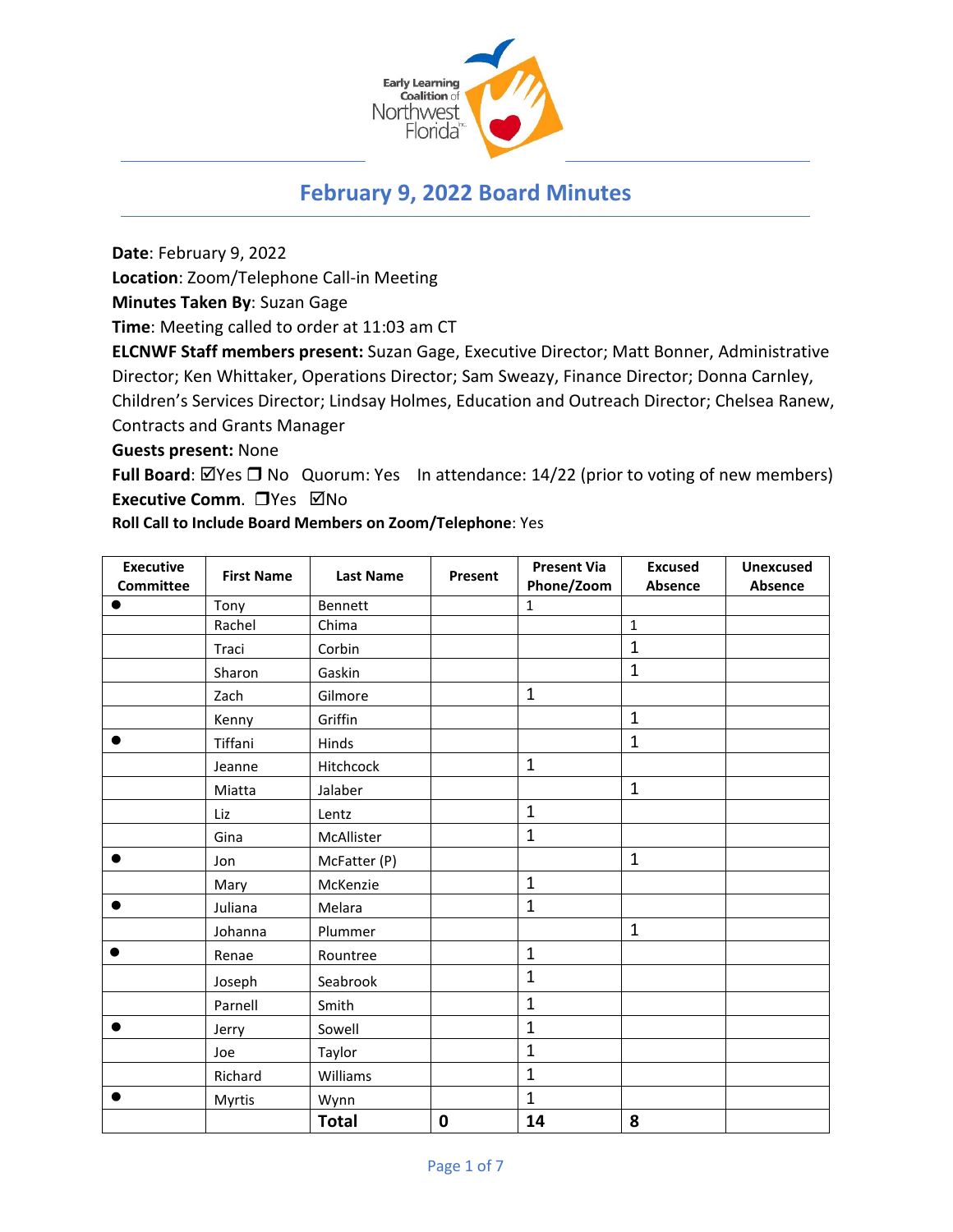# February 9, 2022 Board Minutes

**Date**: February 9, 2022
**Location**: Zoom/Telephone Call-in Meeting
**Minutes Taken By**: Suzan Gage
**Time**: Meeting called to order at 11:03 am CT
**ELCNWF Staff members present:** Suzan Gage, Executive Director; Matt Bonner, Administrative Director; Ken Whittaker, Operations Director; Sam Sweazy, Finance Director; Donna Carnley, Children's Services Director; Lindsay Holmes, Education and Outreach Director; Chelsea Ranew, Contracts and Grants Manager
**Guests present:** None
**Full Board**: ☑Yes ❒ No   Quorum: Yes   In attendance: 14/22 (prior to voting of new members)
**Executive Comm**. ❒Yes ☑No
**Roll Call to Include Board Members on Zoom/Telephone**: Yes

| Executive Committee | First Name | Last Name | Present | Present Via Phone/Zoom | Excused Absence | Unexcused Absence |
|---|---|---|---|---|---|---|
| ● | Tony | Bennett | | 1 | | |
| | Rachel | Chima | | | 1 | |
| | Traci | Corbin | | | 1 | |
| | Sharon | Gaskin | | | 1 | |
| | Zach | Gilmore | | 1 | | |
| | Kenny | Griffin | | | 1 | |
| ● | Tiffani | Hinds | | | 1 | |
| | Jeanne | Hitchcock | | 1 | | |
| | Miatta | Jalaber | | | 1 | |
| | Liz | Lentz | | 1 | | |
| | Gina | McAllister | | 1 | | |
| ● | Jon | McFatter (P) | | | 1 | |
| | Mary | McKenzie | | 1 | | |
| ● | Juliana | Melara | | 1 | | |
| | Johanna | Plummer | | | 1 | |
| ● | Renae | Rountree | | 1 | | |
| | Joseph | Seabrook | | 1 | | |
| | Parnell | Smith | | 1 | | |
| ● | Jerry | Sowell | | 1 | | |
| | Joe | Taylor | | 1 | | |
| | Richard | Williams | | 1 | | |
| ● | Myrtis | Wynn | | 1 | | |
| | | **Total** | **0** | **14** | **8** | |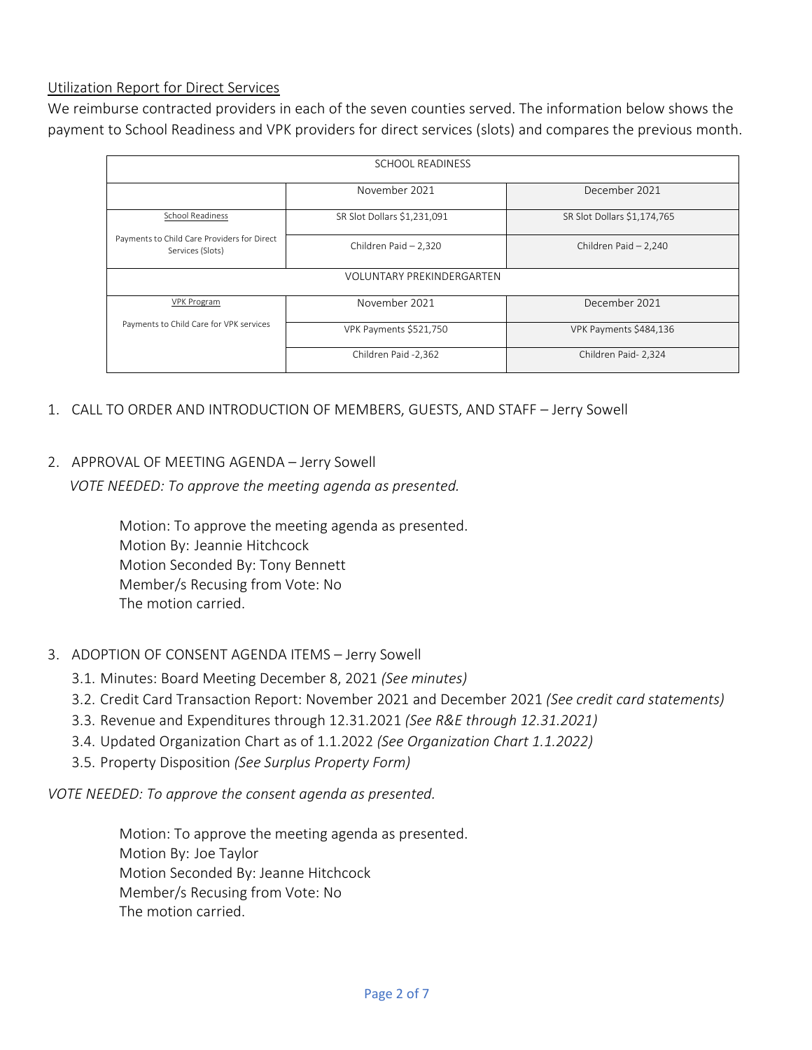Utilization Report for Direct Services

We reimburse contracted providers in each of the seven counties served. The information below shows the payment to School Readiness and VPK providers for direct services (slots) and compares the previous month.

| SCHOOL READINESS | | |
|---|---|---|
| | November 2021 | December 2021 |
| School Readiness | SR Slot Dollars $1,231,091 | SR Slot Dollars $1,174,765 |
| Payments to Child Care Providers for Direct Services (Slots) | Children Paid – 2,320 | Children Paid – 2,240 |
| VOLUNTARY PREKINDERGARTEN | | |
| VPK Program | November 2021 | December 2021 |
| Payments to Child Care for VPK services | VPK Payments $521,750 | VPK Payments $484,136 |
| | Children Paid -2,362 | Children Paid- 2,324 |

1. CALL TO ORDER AND INTRODUCTION OF MEMBERS, GUESTS, AND STAFF – Jerry Sowell

2. APPROVAL OF MEETING AGENDA – Jerry Sowell

   *VOTE NEEDED: To approve the meeting agenda as presented.*

   Motion: To approve the meeting agenda as presented.
   Motion By: Jeannie Hitchcock
   Motion Seconded By: Tony Bennett
   Member/s Recusing from Vote: No
   The motion carried.

3. ADOPTION OF CONSENT AGENDA ITEMS – Jerry Sowell
   3.1. Minutes: Board Meeting December 8, 2021 *(See minutes)*
   3.2. Credit Card Transaction Report: November 2021 and December 2021 *(See credit card statements)*
   3.3. Revenue and Expenditures through 12.31.2021 *(See R&E through 12.31.2021)*
   3.4. Updated Organization Chart as of 1.1.2022 *(See Organization Chart 1.1.2022)*
   3.5. Property Disposition *(See Surplus Property Form)*

*VOTE NEEDED: To approve the consent agenda as presented.*

Motion: To approve the meeting agenda as presented.
Motion By: Joe Taylor
Motion Seconded By: Jeanne Hitchcock
Member/s Recusing from Vote: No
The motion carried.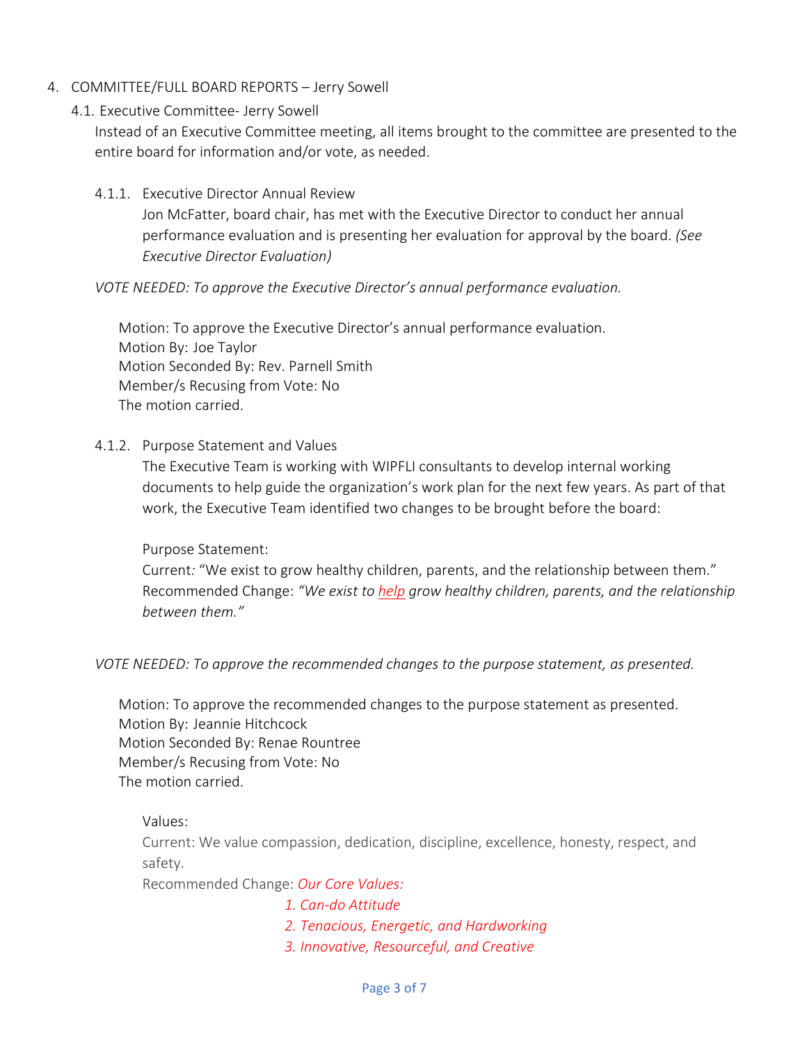4. COMMITTEE/FULL BOARD REPORTS – Jerry Sowell

4.1. Executive Committee- Jerry Sowell

Instead of an Executive Committee meeting, all items brought to the committee are presented to the entire board for information and/or vote, as needed.

4.1.1. Executive Director Annual Review

Jon McFatter, board chair, has met with the Executive Director to conduct her annual performance evaluation and is presenting her evaluation for approval by the board. *(See Executive Director Evaluation)*

*VOTE NEEDED: To approve the Executive Director's annual performance evaluation.*

Motion: To approve the Executive Director's annual performance evaluation.
Motion By: Joe Taylor
Motion Seconded By: Rev. Parnell Smith
Member/s Recusing from Vote: No
The motion carried.

4.1.2. Purpose Statement and Values

The Executive Team is working with WIPFLI consultants to develop internal working documents to help guide the organization's work plan for the next few years. As part of that work, the Executive Team identified two changes to be brought before the board:

Purpose Statement:
Current: "We exist to grow healthy children, parents, and the relationship between them."
Recommended Change: *"We exist to help grow healthy children, parents, and the relationship between them."*

*VOTE NEEDED: To approve the recommended changes to the purpose statement, as presented.*

Motion: To approve the recommended changes to the purpose statement as presented.
Motion By: Jeannie Hitchcock
Motion Seconded By: Renae Rountree
Member/s Recusing from Vote: No
The motion carried.

Values:
Current: We value compassion, dedication, discipline, excellence, honesty, respect, and safety.
Recommended Change: *Our Core Values:*

1. *Can-do Attitude*
2. *Tenacious, Energetic, and Hardworking*
3. *Innovative, Resourceful, and Creative*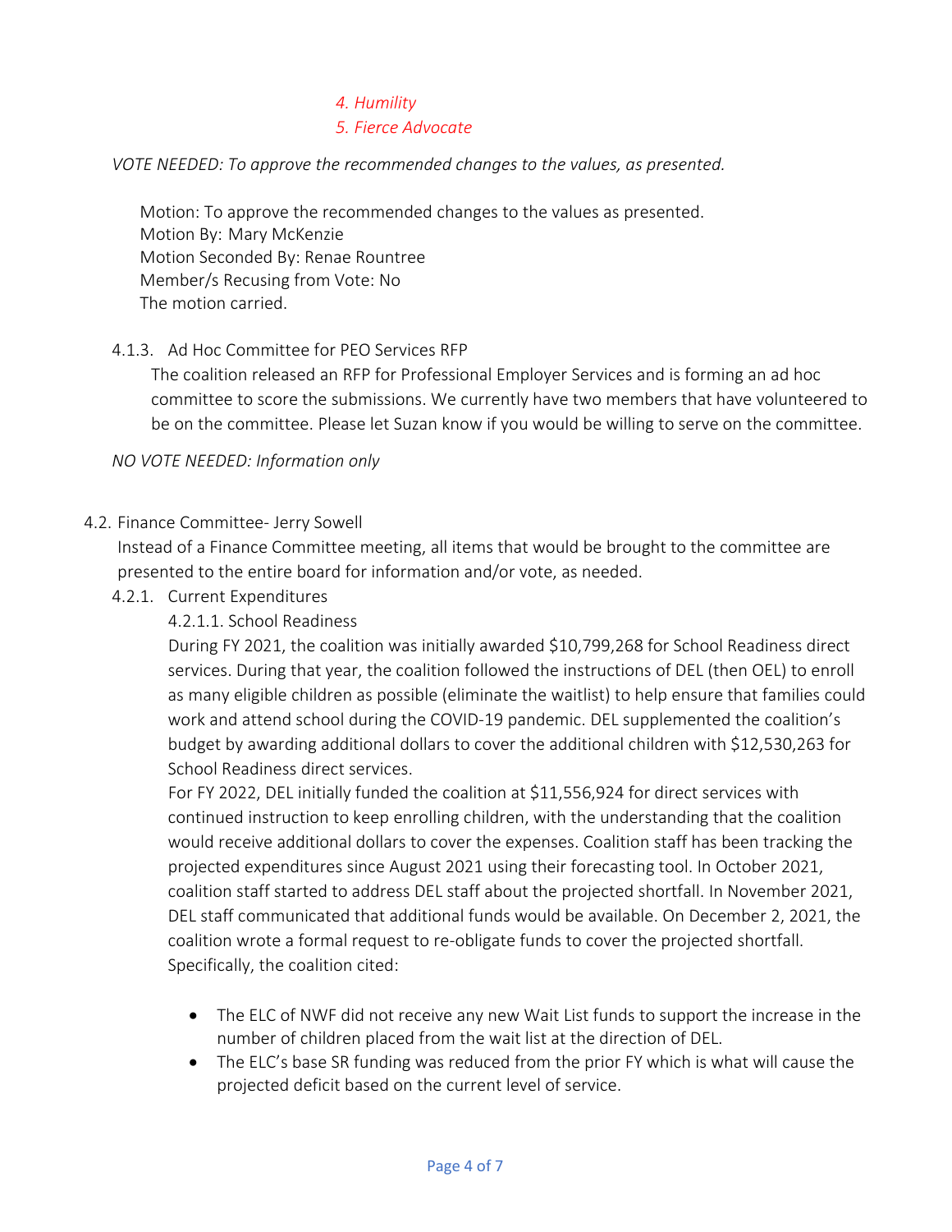*4. Humility*

*5. Fierce Advocate*

*VOTE NEEDED: To approve the recommended changes to the values, as presented.*

Motion: To approve the recommended changes to the values as presented.
Motion By: Mary McKenzie
Motion Seconded By: Renae Rountree
Member/s Recusing from Vote: No
The motion carried.

4.1.3. Ad Hoc Committee for PEO Services RFP

The coalition released an RFP for Professional Employer Services and is forming an ad hoc committee to score the submissions. We currently have two members that have volunteered to be on the committee. Please let Suzan know if you would be willing to serve on the committee.

*NO VOTE NEEDED: Information only*

4.2. Finance Committee- Jerry Sowell

Instead of a Finance Committee meeting, all items that would be brought to the committee are presented to the entire board for information and/or vote, as needed.

4.2.1. Current Expenditures

4.2.1.1. School Readiness

During FY 2021, the coalition was initially awarded $10,799,268 for School Readiness direct services. During that year, the coalition followed the instructions of DEL (then OEL) to enroll as many eligible children as possible (eliminate the waitlist) to help ensure that families could work and attend school during the COVID-19 pandemic. DEL supplemented the coalition's budget by awarding additional dollars to cover the additional children with $12,530,263 for School Readiness direct services.

For FY 2022, DEL initially funded the coalition at $11,556,924 for direct services with continued instruction to keep enrolling children, with the understanding that the coalition would receive additional dollars to cover the expenses. Coalition staff has been tracking the projected expenditures since August 2021 using their forecasting tool. In October 2021, coalition staff started to address DEL staff about the projected shortfall. In November 2021, DEL staff communicated that additional funds would be available. On December 2, 2021, the coalition wrote a formal request to re-obligate funds to cover the projected shortfall. Specifically, the coalition cited:

- The ELC of NWF did not receive any new Wait List funds to support the increase in the number of children placed from the wait list at the direction of DEL.
- The ELC's base SR funding was reduced from the prior FY which is what will cause the projected deficit based on the current level of service.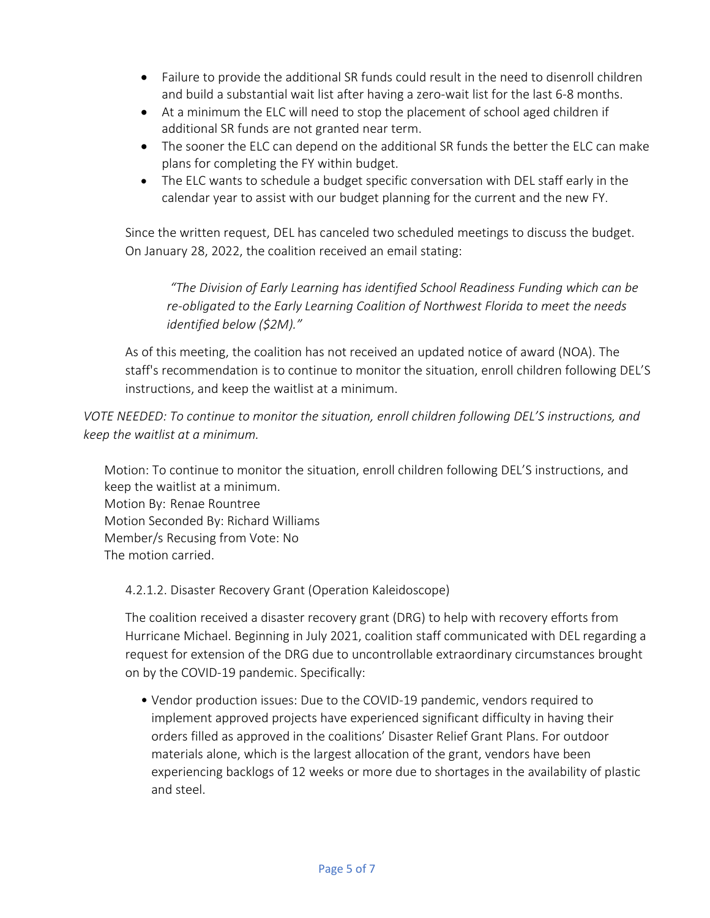- Failure to provide the additional SR funds could result in the need to disenroll children and build a substantial wait list after having a zero-wait list for the last 6-8 months.
- At a minimum the ELC will need to stop the placement of school aged children if additional SR funds are not granted near term.
- The sooner the ELC can depend on the additional SR funds the better the ELC can make plans for completing the FY within budget.
- The ELC wants to schedule a budget specific conversation with DEL staff early in the calendar year to assist with our budget planning for the current and the new FY.

Since the written request, DEL has canceled two scheduled meetings to discuss the budget. On January 28, 2022, the coalition received an email stating:

> *"The Division of Early Learning has identified School Readiness Funding which can be re-obligated to the Early Learning Coalition of Northwest Florida to meet the needs identified below ($2M)."*

As of this meeting, the coalition has not received an updated notice of award (NOA). The staff's recommendation is to continue to monitor the situation, enroll children following DEL'S instructions, and keep the waitlist at a minimum.

*VOTE NEEDED: To continue to monitor the situation, enroll children following DEL'S instructions, and keep the waitlist at a minimum.*

Motion: To continue to monitor the situation, enroll children following DEL'S instructions, and keep the waitlist at a minimum.
Motion By: Renae Rountree
Motion Seconded By: Richard Williams
Member/s Recusing from Vote: No
The motion carried.

4.2.1.2. Disaster Recovery Grant (Operation Kaleidoscope)

The coalition received a disaster recovery grant (DRG) to help with recovery efforts from Hurricane Michael. Beginning in July 2021, coalition staff communicated with DEL regarding a request for extension of the DRG due to uncontrollable extraordinary circumstances brought on by the COVID-19 pandemic. Specifically:

- Vendor production issues: Due to the COVID-19 pandemic, vendors required to implement approved projects have experienced significant difficulty in having their orders filled as approved in the coalitions' Disaster Relief Grant Plans. For outdoor materials alone, which is the largest allocation of the grant, vendors have been experiencing backlogs of 12 weeks or more due to shortages in the availability of plastic and steel.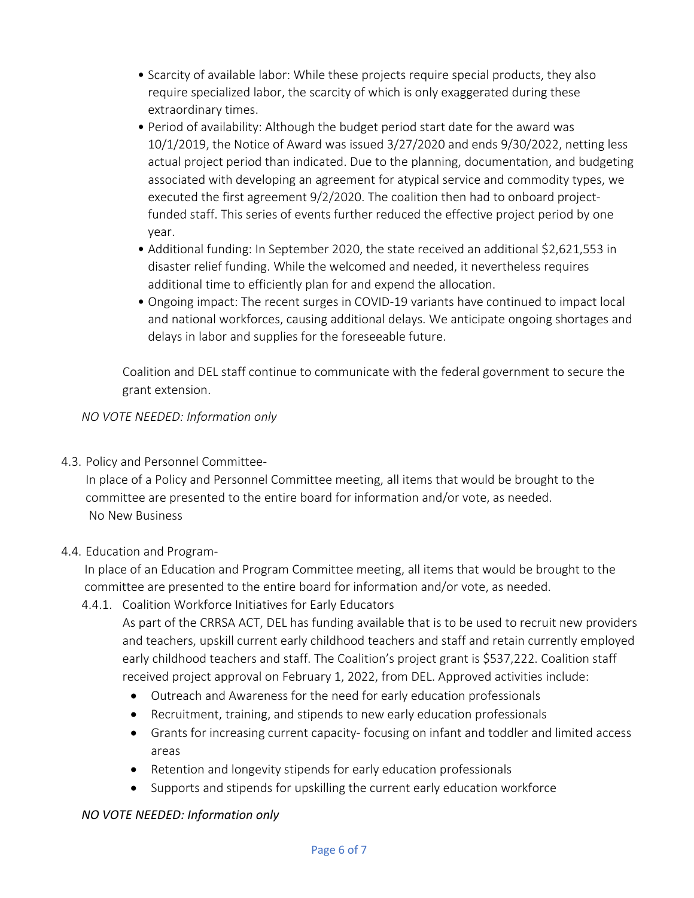- Scarcity of available labor: While these projects require special products, they also require specialized labor, the scarcity of which is only exaggerated during these extraordinary times.
- Period of availability: Although the budget period start date for the award was 10/1/2019, the Notice of Award was issued 3/27/2020 and ends 9/30/2022, netting less actual project period than indicated. Due to the planning, documentation, and budgeting associated with developing an agreement for atypical service and commodity types, we executed the first agreement 9/2/2020. The coalition then had to onboard project-funded staff. This series of events further reduced the effective project period by one year.
- Additional funding: In September 2020, the state received an additional $2,621,553 in disaster relief funding. While the welcomed and needed, it nevertheless requires additional time to efficiently plan for and expend the allocation.
- Ongoing impact: The recent surges in COVID-19 variants have continued to impact local and national workforces, causing additional delays. We anticipate ongoing shortages and delays in labor and supplies for the foreseeable future.

Coalition and DEL staff continue to communicate with the federal government to secure the grant extension.

*NO VOTE NEEDED: Information only*

4.3. Policy and Personnel Committee-

In place of a Policy and Personnel Committee meeting, all items that would be brought to the committee are presented to the entire board for information and/or vote, as needed.
No New Business

4.4. Education and Program-

In place of an Education and Program Committee meeting, all items that would be brought to the committee are presented to the entire board for information and/or vote, as needed.

4.4.1. Coalition Workforce Initiatives for Early Educators

As part of the CRRSA ACT, DEL has funding available that is to be used to recruit new providers and teachers, upskill current early childhood teachers and staff and retain currently employed early childhood teachers and staff. The Coalition's project grant is $537,222. Coalition staff received project approval on February 1, 2022, from DEL. Approved activities include:

- Outreach and Awareness for the need for early education professionals
- Recruitment, training, and stipends to new early education professionals
- Grants for increasing current capacity- focusing on infant and toddler and limited access areas
- Retention and longevity stipends for early education professionals
- Supports and stipends for upskilling the current early education workforce

*NO VOTE NEEDED: Information only*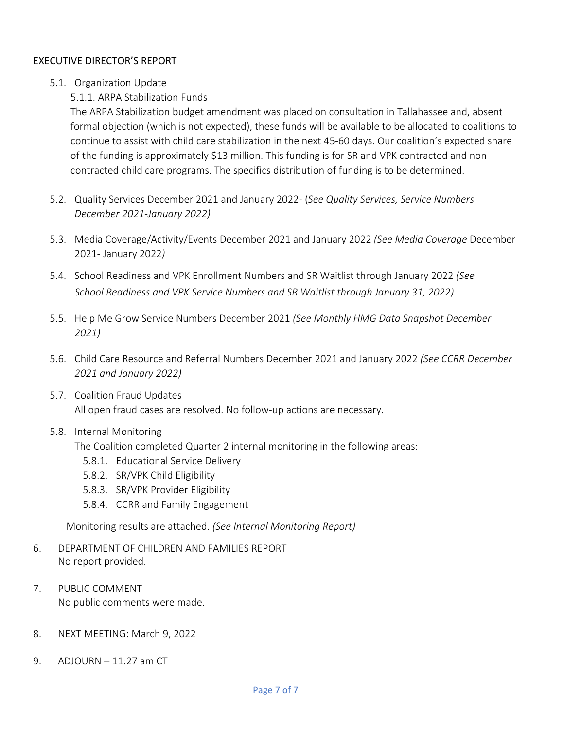## EXECUTIVE DIRECTOR'S REPORT

5.1. Organization Update

5.1.1. ARPA Stabilization Funds

The ARPA Stabilization budget amendment was placed on consultation in Tallahassee and, absent formal objection (which is not expected), these funds will be available to be allocated to coalitions to continue to assist with child care stabilization in the next 45-60 days. Our coalition's expected share of the funding is approximately $13 million. This funding is for SR and VPK contracted and non-contracted child care programs. The specifics distribution of funding is to be determined.

5.2. Quality Services December 2021 and January 2022- (*See Quality Services, Service Numbers December 2021-January 2022)*

5.3. Media Coverage/Activity/Events December 2021 and January 2022 *(See Media Coverage* December 2021- January 2022*)*

5.4. School Readiness and VPK Enrollment Numbers and SR Waitlist through January 2022 *(See School Readiness and VPK Service Numbers and SR Waitlist through January 31, 2022)*

5.5. Help Me Grow Service Numbers December 2021 *(See Monthly HMG Data Snapshot December 2021)*

5.6. Child Care Resource and Referral Numbers December 2021 and January 2022 *(See CCRR December 2021 and January 2022)*

5.7. Coalition Fraud Updates

All open fraud cases are resolved. No follow-up actions are necessary.

5.8. Internal Monitoring

The Coalition completed Quarter 2 internal monitoring in the following areas:

5.8.1. Educational Service Delivery

5.8.2. SR/VPK Child Eligibility

5.8.3. SR/VPK Provider Eligibility

5.8.4. CCRR and Family Engagement

Monitoring results are attached. *(See Internal Monitoring Report)*

6. DEPARTMENT OF CHILDREN AND FAMILIES REPORT

No report provided.

7. PUBLIC COMMENT

No public comments were made.

8. NEXT MEETING: March 9, 2022

9. ADJOURN – 11:27 am CT